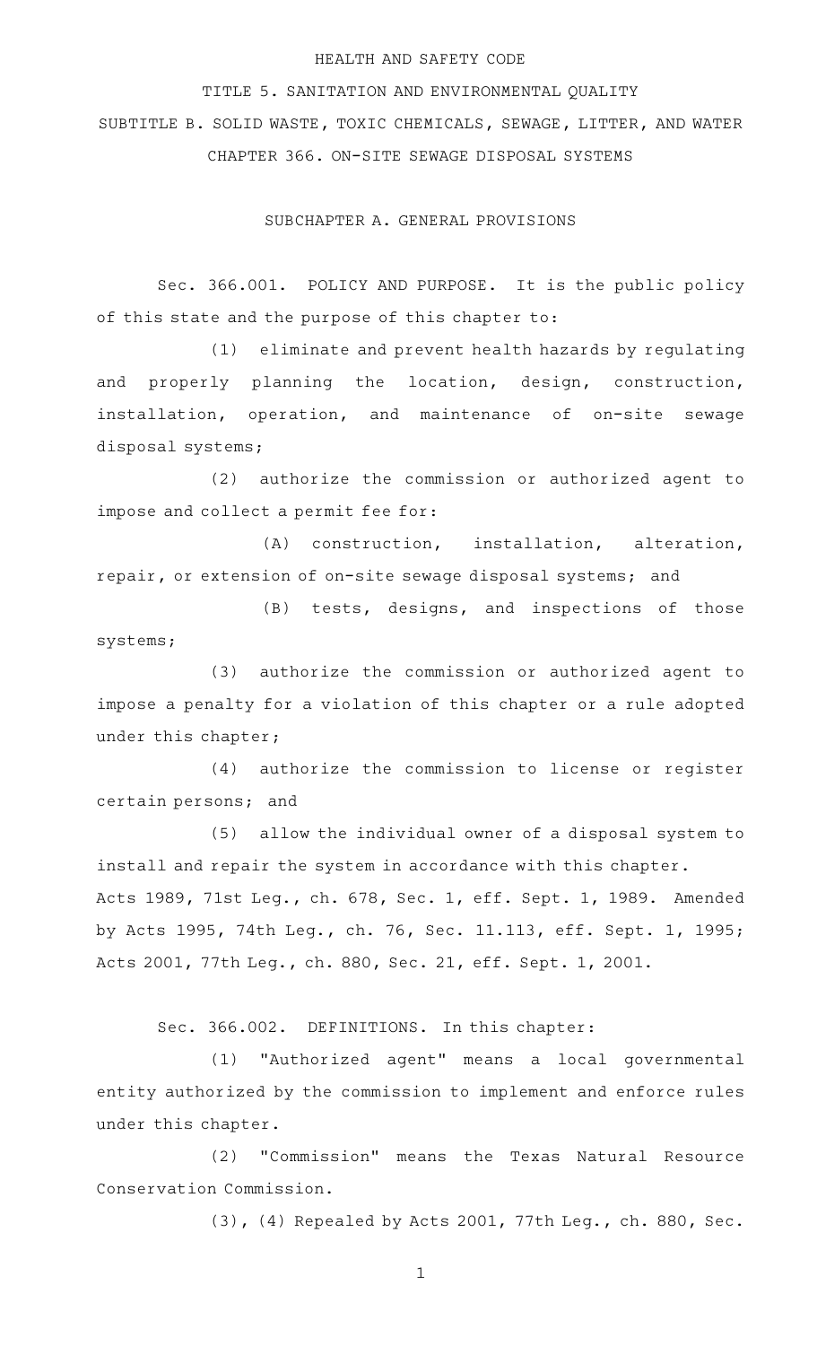HEALTH AND SAFETY CODE

TITLE 5. SANITATION AND ENVIRONMENTAL QUALITY

SUBTITLE B. SOLID WASTE, TOXIC CHEMICALS, SEWAGE, LITTER, AND WATER

CHAPTER 366. ON-SITE SEWAGE DISPOSAL SYSTEMS

SUBCHAPTER A. GENERAL PROVISIONS

Sec. 366.001. POLICY AND PURPOSE. It is the public policy of this state and the purpose of this chapter to:

(1) eliminate and prevent health hazards by regulating and properly planning the location, design, construction, installation, operation, and maintenance of on-site sewage disposal systems;

(2) authorize the commission or authorized agent to impose and collect a permit fee for:

(A) construction, installation, alteration, repair, or extension of on-site sewage disposal systems; and

(B) tests, designs, and inspections of those systems;

(3) authorize the commission or authorized agent to impose a penalty for a violation of this chapter or a rule adopted under this chapter;

(4) authorize the commission to license or register certain persons; and

(5) allow the individual owner of a disposal system to install and repair the system in accordance with this chapter.

Acts 1989, 71st Leg., ch. 678, Sec. 1, eff. Sept. 1, 1989. Amended by Acts 1995, 74th Leg., ch. 76, Sec. 11.113, eff. Sept. 1, 1995; Acts 2001, 77th Leg., ch. 880, Sec. 21, eff. Sept. 1, 2001.

Sec. 366.002. DEFINITIONS. In this chapter:

(1) "Authorized agent" means a local governmental entity authorized by the commission to implement and enforce rules under this chapter.

(2) "Commission" means the Texas Natural Resource Conservation Commission.

(3), (4) Repealed by Acts 2001, 77th Leg., ch. 880, Sec.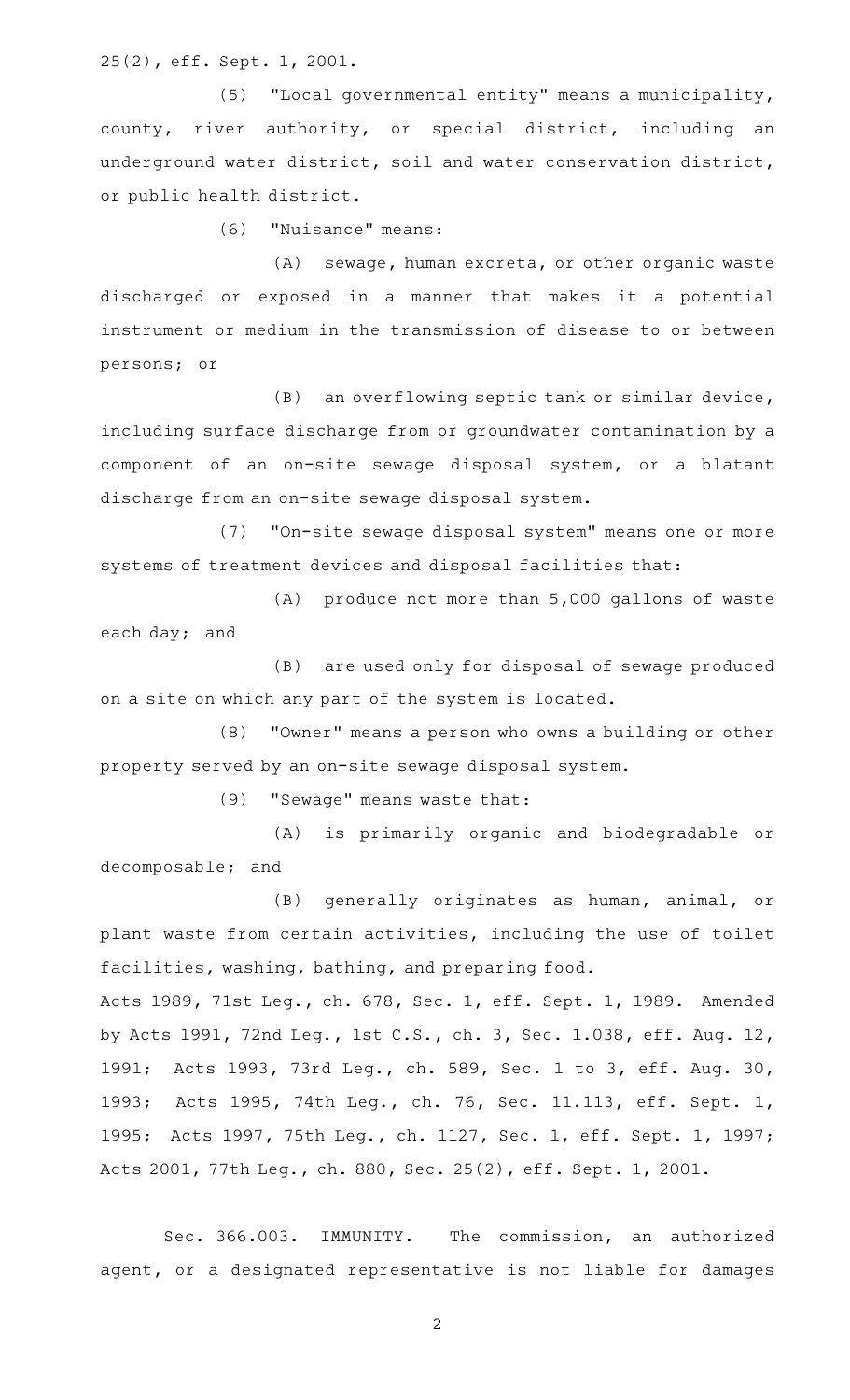25(2), eff. Sept. 1, 2001.

(5) "Local governmental entity" means a municipality, county, river authority, or special district, including an underground water district, soil and water conservation district, or public health district.

(6) "Nuisance" means:

(A) sewage, human excreta, or other organic waste discharged or exposed in a manner that makes it a potential instrument or medium in the transmission of disease to or between persons; or

(B) an overflowing septic tank or similar device, including surface discharge from or groundwater contamination by a component of an on-site sewage disposal system, or a blatant discharge from an on-site sewage disposal system.

(7) "On-site sewage disposal system" means one or more systems of treatment devices and disposal facilities that:

(A) produce not more than 5,000 gallons of waste each day; and

(B) are used only for disposal of sewage produced on a site on which any part of the system is located.

(8) "Owner" means a person who owns a building or other property served by an on-site sewage disposal system.

(9) "Sewage" means waste that:

(A) is primarily organic and biodegradable or decomposable; and

(B) generally originates as human, animal, or plant waste from certain activities, including the use of toilet facilities, washing, bathing, and preparing food.

Acts 1989, 71st Leg., ch. 678, Sec. 1, eff. Sept. 1, 1989. Amended by Acts 1991, 72nd Leg., 1st C.S., ch. 3, Sec. 1.038, eff. Aug. 12, 1991; Acts 1993, 73rd Leg., ch. 589, Sec. 1 to 3, eff. Aug. 30, 1993; Acts 1995, 74th Leg., ch. 76, Sec. 11.113, eff. Sept. 1, 1995; Acts 1997, 75th Leg., ch. 1127, Sec. 1, eff. Sept. 1, 1997; Acts 2001, 77th Leg., ch. 880, Sec. 25(2), eff. Sept. 1, 2001.

Sec. 366.003. IMMUNITY. The commission, an authorized agent, or a designated representative is not liable for damages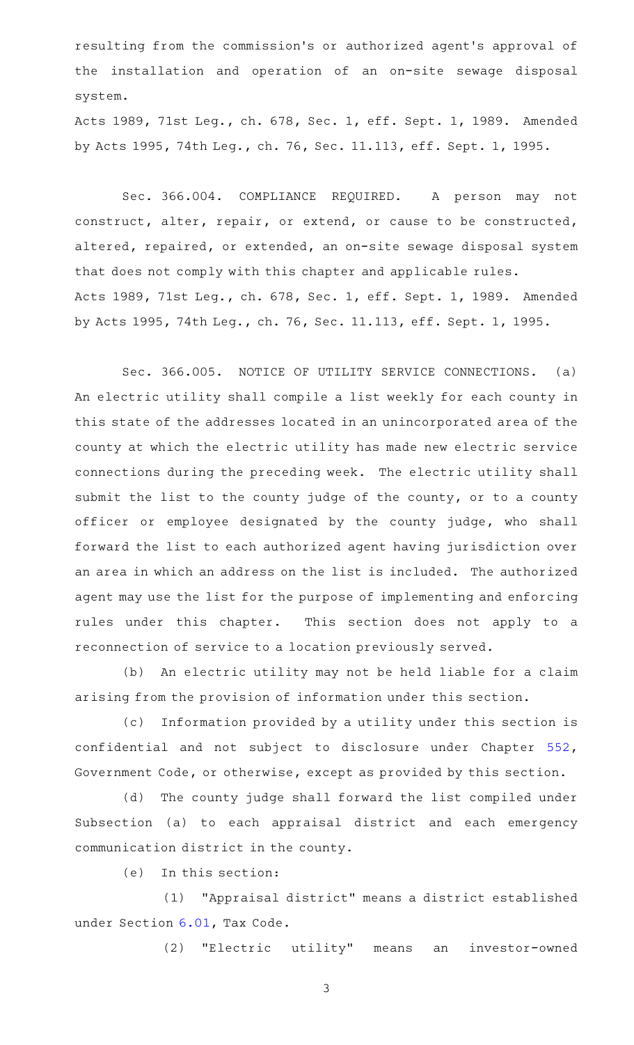resulting from the commission's or authorized agent's approval of the installation and operation of an on-site sewage disposal system.

Acts 1989, 71st Leg., ch. 678, Sec. 1, eff. Sept. 1, 1989. Amended by Acts 1995, 74th Leg., ch. 76, Sec. 11.113, eff. Sept. 1, 1995.

Sec. 366.004. COMPLIANCE REQUIRED. A person may not construct, alter, repair, or extend, or cause to be constructed, altered, repaired, or extended, an on-site sewage disposal system that does not comply with this chapter and applicable rules.

Acts 1989, 71st Leg., ch. 678, Sec. 1, eff. Sept. 1, 1989. Amended by Acts 1995, 74th Leg., ch. 76, Sec. 11.113, eff. Sept. 1, 1995.

Sec. 366.005. NOTICE OF UTILITY SERVICE CONNECTIONS. (a) An electric utility shall compile a list weekly for each county in this state of the addresses located in an unincorporated area of the county at which the electric utility has made new electric service connections during the preceding week. The electric utility shall submit the list to the county judge of the county, or to a county officer or employee designated by the county judge, who shall forward the list to each authorized agent having jurisdiction over an area in which an address on the list is included. The authorized agent may use the list for the purpose of implementing and enforcing rules under this chapter. This section does not apply to a reconnection of service to a location previously served.

(b) An electric utility may not be held liable for a claim arising from the provision of information under this section.

(c) Information provided by a utility under this section is confidential and not subject to disclosure under Chapter 552, Government Code, or otherwise, except as provided by this section.

(d) The county judge shall forward the list compiled under Subsection (a) to each appraisal district and each emergency communication district in the county.

(e) In this section:

(1) "Appraisal district" means a district established under Section 6.01, Tax Code.

(2) "Electric utility" means an investor-owned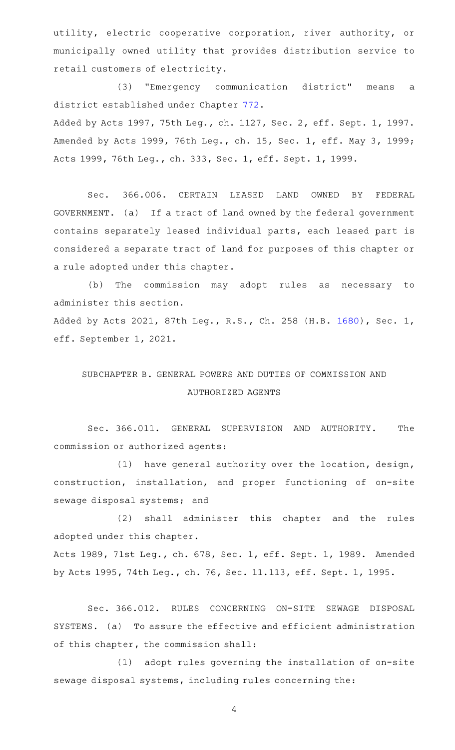utility, electric cooperative corporation, river authority, or municipally owned utility that provides distribution service to retail customers of electricity.

(3) "Emergency communication district" means a district established under Chapter 772.

Added by Acts 1997, 75th Leg., ch. 1127, Sec. 2, eff. Sept. 1, 1997. Amended by Acts 1999, 76th Leg., ch. 15, Sec. 1, eff. May 3, 1999; Acts 1999, 76th Leg., ch. 333, Sec. 1, eff. Sept. 1, 1999.

Sec. 366.006. CERTAIN LEASED LAND OWNED BY FEDERAL GOVERNMENT. (a) If a tract of land owned by the federal government contains separately leased individual parts, each leased part is considered a separate tract of land for purposes of this chapter or a rule adopted under this chapter.

(b) The commission may adopt rules as necessary to administer this section.

Added by Acts 2021, 87th Leg., R.S., Ch. 258 (H.B. 1680), Sec. 1, eff. September 1, 2021.

## SUBCHAPTER B. GENERAL POWERS AND DUTIES OF COMMISSION AND AUTHORIZED AGENTS

Sec. 366.011. GENERAL SUPERVISION AND AUTHORITY. The commission or authorized agents:

(1) have general authority over the location, design, construction, installation, and proper functioning of on-site sewage disposal systems; and

(2) shall administer this chapter and the rules adopted under this chapter.

Acts 1989, 71st Leg., ch. 678, Sec. 1, eff. Sept. 1, 1989. Amended by Acts 1995, 74th Leg., ch. 76, Sec. 11.113, eff. Sept. 1, 1995.

Sec. 366.012. RULES CONCERNING ON-SITE SEWAGE DISPOSAL SYSTEMS. (a) To assure the effective and efficient administration of this chapter, the commission shall:

(1) adopt rules governing the installation of on-site sewage disposal systems, including rules concerning the: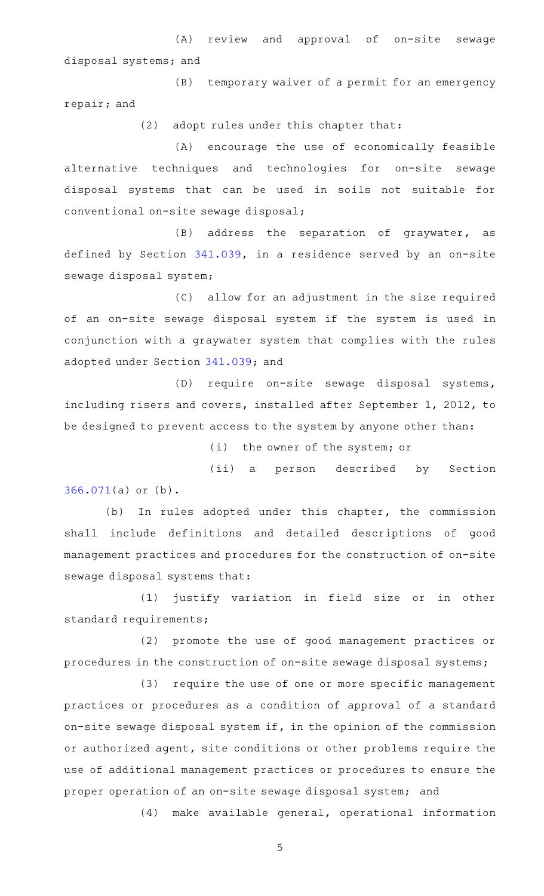(A) review and approval of on-site sewage disposal systems; and

(B) temporary waiver of a permit for an emergency repair; and

(2) adopt rules under this chapter that:

(A) encourage the use of economically feasible alternative techniques and technologies for on-site sewage disposal systems that can be used in soils not suitable for conventional on-site sewage disposal;

(B) address the separation of graywater, as defined by Section 341.039, in a residence served by an on-site sewage disposal system;

(C) allow for an adjustment in the size required of an on-site sewage disposal system if the system is used in conjunction with a graywater system that complies with the rules adopted under Section 341.039; and

(D) require on-site sewage disposal systems, including risers and covers, installed after September 1, 2012, to be designed to prevent access to the system by anyone other than:

(i) the owner of the system; or

(ii) a person described by Section 366.071(a) or (b).

(b) In rules adopted under this chapter, the commission shall include definitions and detailed descriptions of good management practices and procedures for the construction of on-site sewage disposal systems that:

(1) justify variation in field size or in other standard requirements;

(2) promote the use of good management practices or procedures in the construction of on-site sewage disposal systems;

(3) require the use of one or more specific management practices or procedures as a condition of approval of a standard on-site sewage disposal system if, in the opinion of the commission or authorized agent, site conditions or other problems require the use of additional management practices or procedures to ensure the proper operation of an on-site sewage disposal system; and

(4) make available general, operational information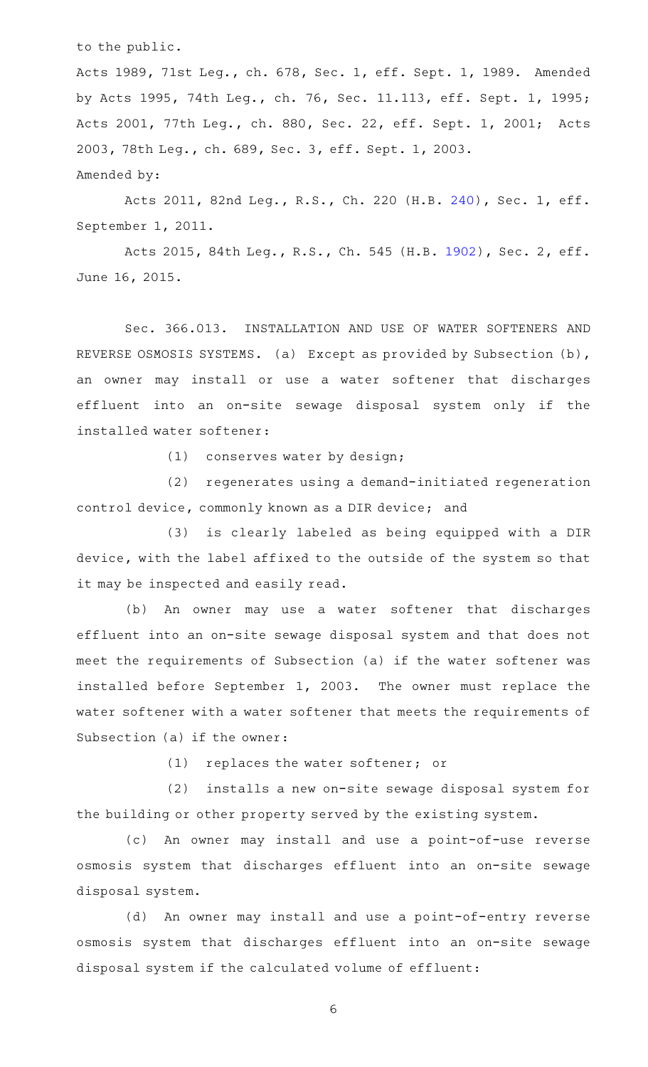to the public.

Acts 1989, 71st Leg., ch. 678, Sec. 1, eff. Sept. 1, 1989. Amended by Acts 1995, 74th Leg., ch. 76, Sec. 11.113, eff. Sept. 1, 1995; Acts 2001, 77th Leg., ch. 880, Sec. 22, eff. Sept. 1, 2001; Acts 2003, 78th Leg., ch. 689, Sec. 3, eff. Sept. 1, 2003.

Amended by:

Acts 2011, 82nd Leg., R.S., Ch. 220 (H.B. 240), Sec. 1, eff. September 1, 2011.

Acts 2015, 84th Leg., R.S., Ch. 545 (H.B. 1902), Sec. 2, eff. June 16, 2015.

Sec. 366.013. INSTALLATION AND USE OF WATER SOFTENERS AND REVERSE OSMOSIS SYSTEMS. (a) Except as provided by Subsection (b), an owner may install or use a water softener that discharges effluent into an on-site sewage disposal system only if the installed water softener:

(1) conserves water by design;

(2) regenerates using a demand-initiated regeneration control device, commonly known as a DIR device; and

(3) is clearly labeled as being equipped with a DIR device, with the label affixed to the outside of the system so that it may be inspected and easily read.

(b) An owner may use a water softener that discharges effluent into an on-site sewage disposal system and that does not meet the requirements of Subsection (a) if the water softener was installed before September 1, 2003. The owner must replace the water softener with a water softener that meets the requirements of Subsection (a) if the owner:

(1) replaces the water softener; or

(2) installs a new on-site sewage disposal system for the building or other property served by the existing system.

(c) An owner may install and use a point-of-use reverse osmosis system that discharges effluent into an on-site sewage disposal system.

(d) An owner may install and use a point-of-entry reverse osmosis system that discharges effluent into an on-site sewage disposal system if the calculated volume of effluent: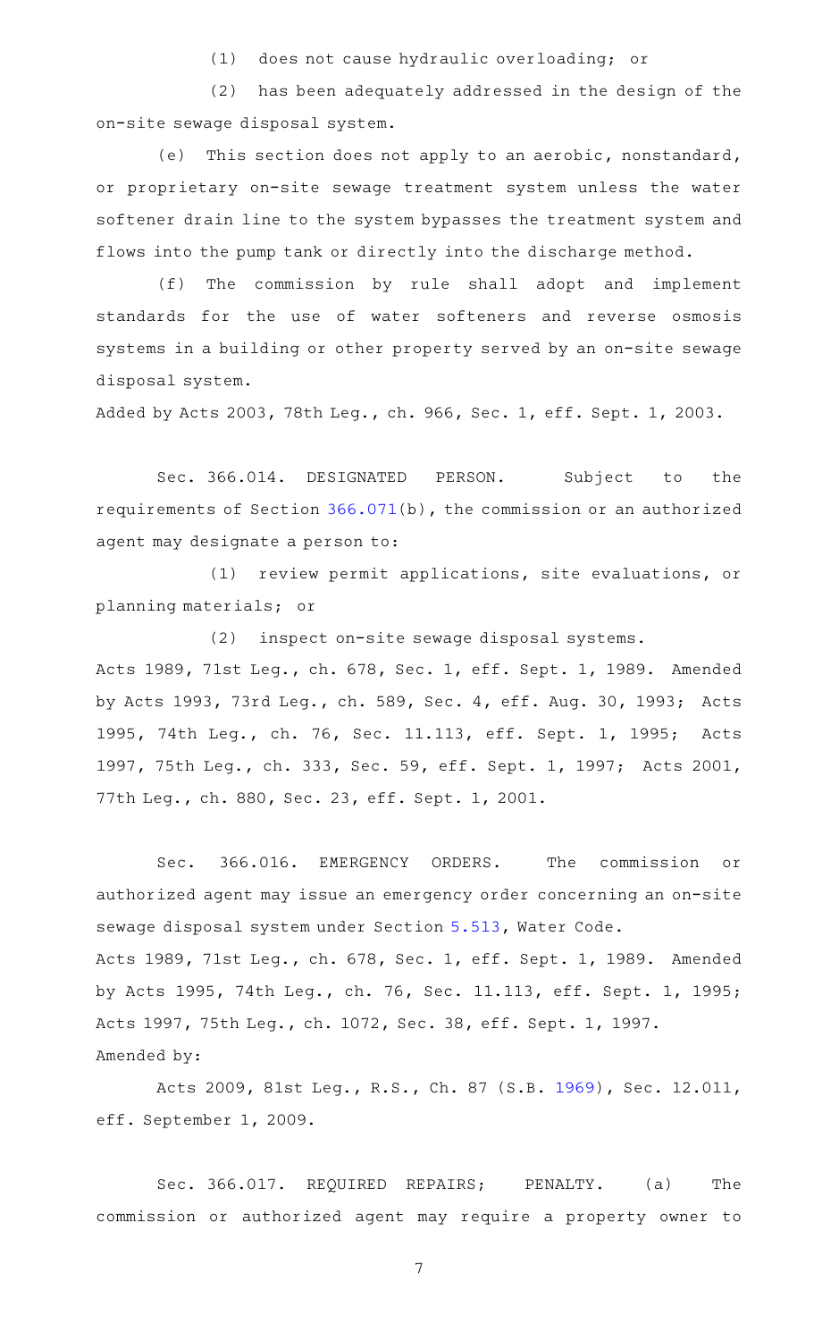(1) does not cause hydraulic overloading; or

(2) has been adequately addressed in the design of the on-site sewage disposal system.

(e) This section does not apply to an aerobic, nonstandard, or proprietary on-site sewage treatment system unless the water softener drain line to the system bypasses the treatment system and flows into the pump tank or directly into the discharge method.

(f) The commission by rule shall adopt and implement standards for the use of water softeners and reverse osmosis systems in a building or other property served by an on-site sewage disposal system.

Added by Acts 2003, 78th Leg., ch. 966, Sec. 1, eff. Sept. 1, 2003.

Sec. 366.014. DESIGNATED PERSON. Subject to the requirements of Section 366.071(b), the commission or an authorized agent may designate a person to:

(1) review permit applications, site evaluations, or planning materials; or

(2) inspect on-site sewage disposal systems.

Acts 1989, 71st Leg., ch. 678, Sec. 1, eff. Sept. 1, 1989. Amended by Acts 1993, 73rd Leg., ch. 589, Sec. 4, eff. Aug. 30, 1993; Acts 1995, 74th Leg., ch. 76, Sec. 11.113, eff. Sept. 1, 1995; Acts 1997, 75th Leg., ch. 333, Sec. 59, eff. Sept. 1, 1997; Acts 2001, 77th Leg., ch. 880, Sec. 23, eff. Sept. 1, 2001.

Sec. 366.016. EMERGENCY ORDERS. The commission or authorized agent may issue an emergency order concerning an on-site sewage disposal system under Section 5.513, Water Code.

Acts 1989, 71st Leg., ch. 678, Sec. 1, eff. Sept. 1, 1989. Amended by Acts 1995, 74th Leg., ch. 76, Sec. 11.113, eff. Sept. 1, 1995; Acts 1997, 75th Leg., ch. 1072, Sec. 38, eff. Sept. 1, 1997.

Amended by:

Acts 2009, 81st Leg., R.S., Ch. 87 (S.B. 1969), Sec. 12.011, eff. September 1, 2009.

Sec. 366.017. REQUIRED REPAIRS; PENALTY. (a) The commission or authorized agent may require a property owner to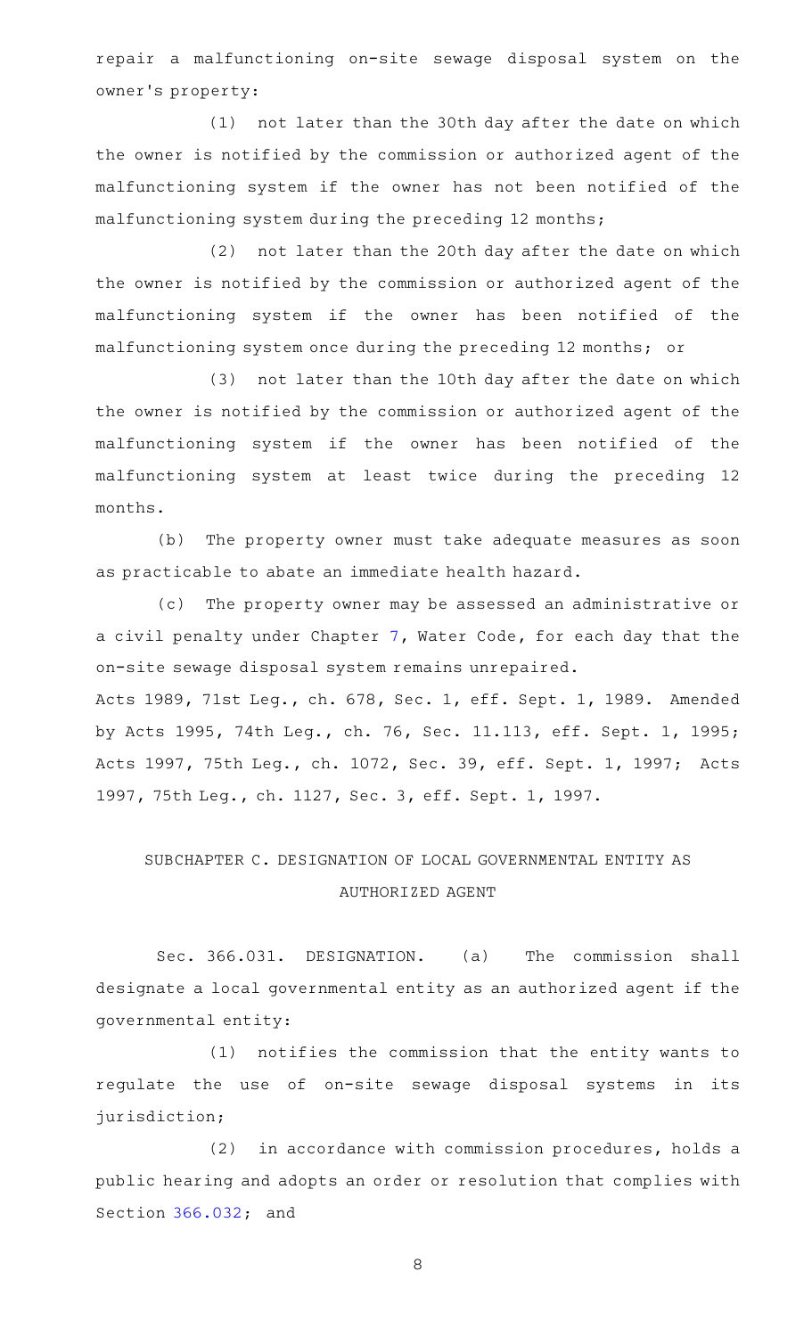repair a malfunctioning on-site sewage disposal system on the owner's property:

(1) not later than the 30th day after the date on which the owner is notified by the commission or authorized agent of the malfunctioning system if the owner has not been notified of the malfunctioning system during the preceding 12 months;

(2) not later than the 20th day after the date on which the owner is notified by the commission or authorized agent of the malfunctioning system if the owner has been notified of the malfunctioning system once during the preceding 12 months; or

(3) not later than the 10th day after the date on which the owner is notified by the commission or authorized agent of the malfunctioning system if the owner has been notified of the malfunctioning system at least twice during the preceding 12 months.

(b) The property owner must take adequate measures as soon as practicable to abate an immediate health hazard.

(c) The property owner may be assessed an administrative or a civil penalty under Chapter 7, Water Code, for each day that the on-site sewage disposal system remains unrepaired.

Acts 1989, 71st Leg., ch. 678, Sec. 1, eff. Sept. 1, 1989. Amended by Acts 1995, 74th Leg., ch. 76, Sec. 11.113, eff. Sept. 1, 1995; Acts 1997, 75th Leg., ch. 1072, Sec. 39, eff. Sept. 1, 1997; Acts 1997, 75th Leg., ch. 1127, Sec. 3, eff. Sept. 1, 1997.

## SUBCHAPTER C. DESIGNATION OF LOCAL GOVERNMENTAL ENTITY AS AUTHORIZED AGENT

Sec. 366.031. DESIGNATION. (a) The commission shall designate a local governmental entity as an authorized agent if the governmental entity:

(1) notifies the commission that the entity wants to regulate the use of on-site sewage disposal systems in its jurisdiction;

(2) in accordance with commission procedures, holds a public hearing and adopts an order or resolution that complies with Section 366.032; and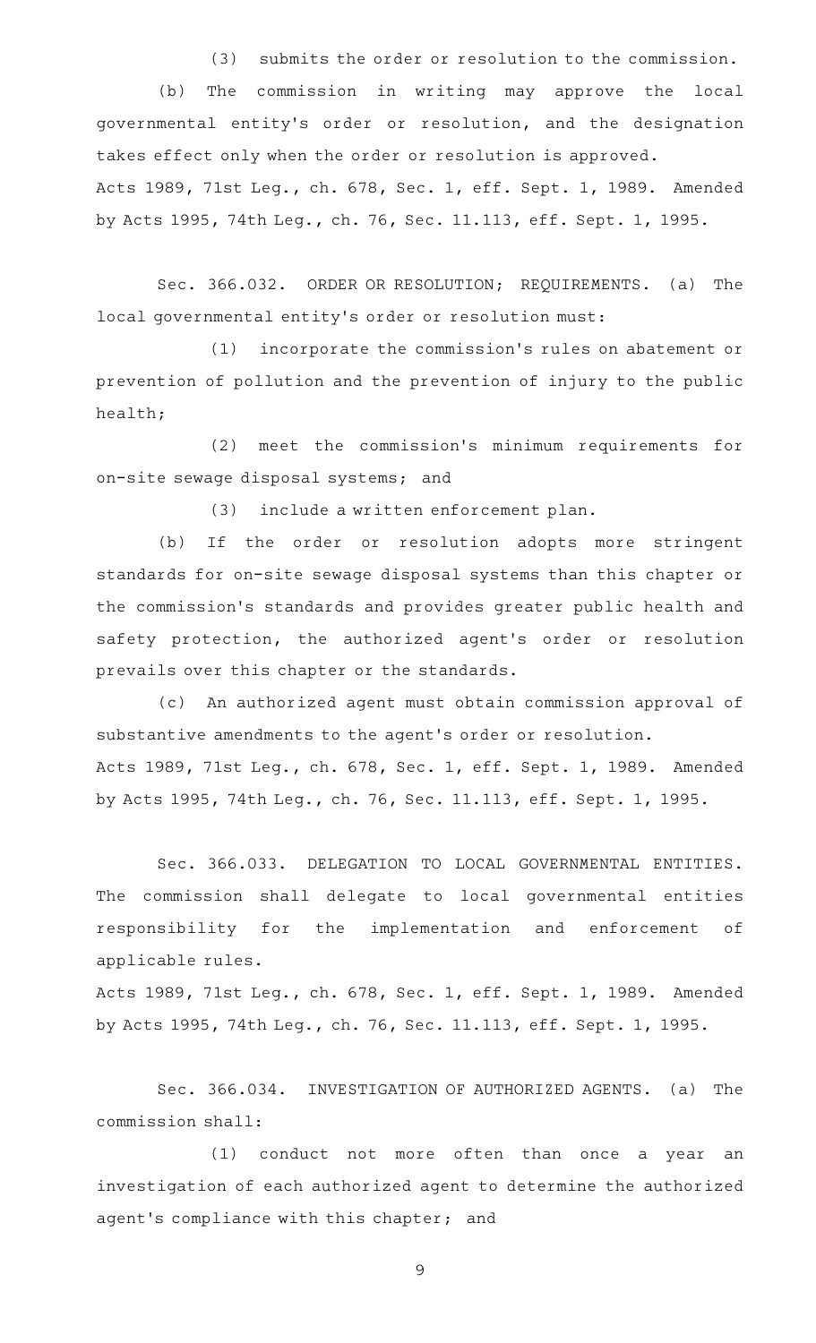(3) submits the order or resolution to the commission.

(b) The commission in writing may approve the local governmental entity's order or resolution, and the designation takes effect only when the order or resolution is approved.

Acts 1989, 71st Leg., ch. 678, Sec. 1, eff. Sept. 1, 1989. Amended by Acts 1995, 74th Leg., ch. 76, Sec. 11.113, eff. Sept. 1, 1995.

Sec. 366.032. ORDER OR RESOLUTION; REQUIREMENTS. (a) The local governmental entity's order or resolution must:

(1) incorporate the commission's rules on abatement or prevention of pollution and the prevention of injury to the public health;

(2) meet the commission's minimum requirements for on-site sewage disposal systems; and

(3) include a written enforcement plan.

(b) If the order or resolution adopts more stringent standards for on-site sewage disposal systems than this chapter or the commission's standards and provides greater public health and safety protection, the authorized agent's order or resolution prevails over this chapter or the standards.

(c) An authorized agent must obtain commission approval of substantive amendments to the agent's order or resolution.

Acts 1989, 71st Leg., ch. 678, Sec. 1, eff. Sept. 1, 1989. Amended by Acts 1995, 74th Leg., ch. 76, Sec. 11.113, eff. Sept. 1, 1995.

Sec. 366.033. DELEGATION TO LOCAL GOVERNMENTAL ENTITIES. The commission shall delegate to local governmental entities responsibility for the implementation and enforcement of applicable rules.

Acts 1989, 71st Leg., ch. 678, Sec. 1, eff. Sept. 1, 1989. Amended by Acts 1995, 74th Leg., ch. 76, Sec. 11.113, eff. Sept. 1, 1995.

Sec. 366.034. INVESTIGATION OF AUTHORIZED AGENTS. (a) The commission shall:

(1) conduct not more often than once a year an investigation of each authorized agent to determine the authorized agent's compliance with this chapter; and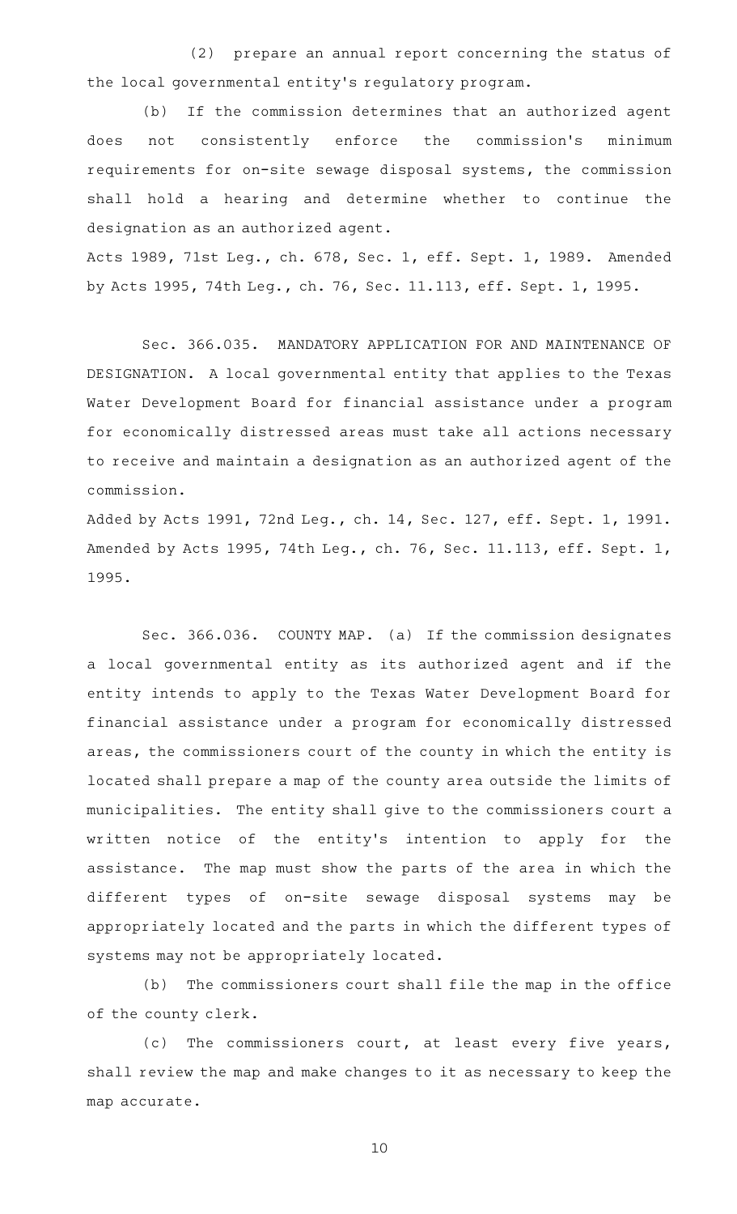(2) prepare an annual report concerning the status of the local governmental entity's regulatory program.

(b) If the commission determines that an authorized agent does not consistently enforce the commission's minimum requirements for on-site sewage disposal systems, the commission shall hold a hearing and determine whether to continue the designation as an authorized agent.

Acts 1989, 71st Leg., ch. 678, Sec. 1, eff. Sept. 1, 1989. Amended by Acts 1995, 74th Leg., ch. 76, Sec. 11.113, eff. Sept. 1, 1995.

Sec. 366.035. MANDATORY APPLICATION FOR AND MAINTENANCE OF DESIGNATION. A local governmental entity that applies to the Texas Water Development Board for financial assistance under a program for economically distressed areas must take all actions necessary to receive and maintain a designation as an authorized agent of the commission.

Added by Acts 1991, 72nd Leg., ch. 14, Sec. 127, eff. Sept. 1, 1991. Amended by Acts 1995, 74th Leg., ch. 76, Sec. 11.113, eff. Sept. 1, 1995.

Sec. 366.036. COUNTY MAP. (a) If the commission designates a local governmental entity as its authorized agent and if the entity intends to apply to the Texas Water Development Board for financial assistance under a program for economically distressed areas, the commissioners court of the county in which the entity is located shall prepare a map of the county area outside the limits of municipalities. The entity shall give to the commissioners court a written notice of the entity's intention to apply for the assistance. The map must show the parts of the area in which the different types of on-site sewage disposal systems may be appropriately located and the parts in which the different types of systems may not be appropriately located.

(b) The commissioners court shall file the map in the office of the county clerk.

(c) The commissioners court, at least every five years, shall review the map and make changes to it as necessary to keep the map accurate.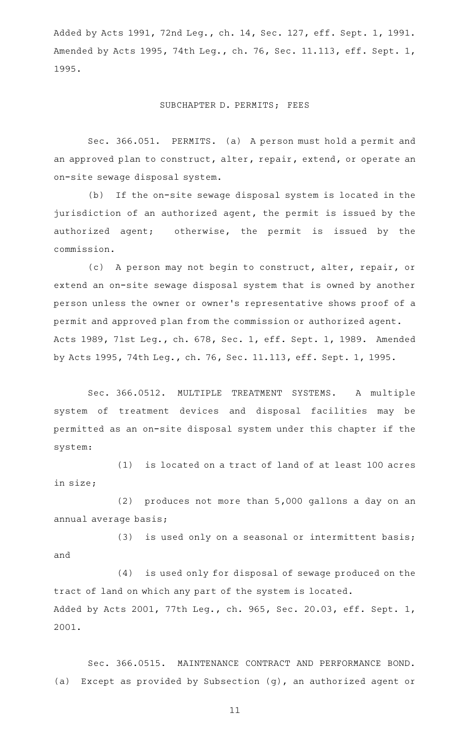Added by Acts 1991, 72nd Leg., ch. 14, Sec. 127, eff. Sept. 1, 1991. Amended by Acts 1995, 74th Leg., ch. 76, Sec. 11.113, eff. Sept. 1, 1995.

## SUBCHAPTER D. PERMITS; FEES

Sec. 366.051. PERMITS. (a) A person must hold a permit and an approved plan to construct, alter, repair, extend, or operate an on-site sewage disposal system.

(b) If the on-site sewage disposal system is located in the jurisdiction of an authorized agent, the permit is issued by the authorized agent; otherwise, the permit is issued by the commission.

(c) A person may not begin to construct, alter, repair, or extend an on-site sewage disposal system that is owned by another person unless the owner or owner's representative shows proof of a permit and approved plan from the commission or authorized agent.

Acts 1989, 71st Leg., ch. 678, Sec. 1, eff. Sept. 1, 1989. Amended by Acts 1995, 74th Leg., ch. 76, Sec. 11.113, eff. Sept. 1, 1995.

Sec. 366.0512. MULTIPLE TREATMENT SYSTEMS. A multiple system of treatment devices and disposal facilities may be permitted as an on-site disposal system under this chapter if the system:

(1) is located on a tract of land of at least 100 acres in size;

(2) produces not more than 5,000 gallons a day on an annual average basis;

(3) is used only on a seasonal or intermittent basis; and

(4) is used only for disposal of sewage produced on the tract of land on which any part of the system is located.

Added by Acts 2001, 77th Leg., ch. 965, Sec. 20.03, eff. Sept. 1, 2001.

Sec. 366.0515. MAINTENANCE CONTRACT AND PERFORMANCE BOND. (a) Except as provided by Subsection (g), an authorized agent or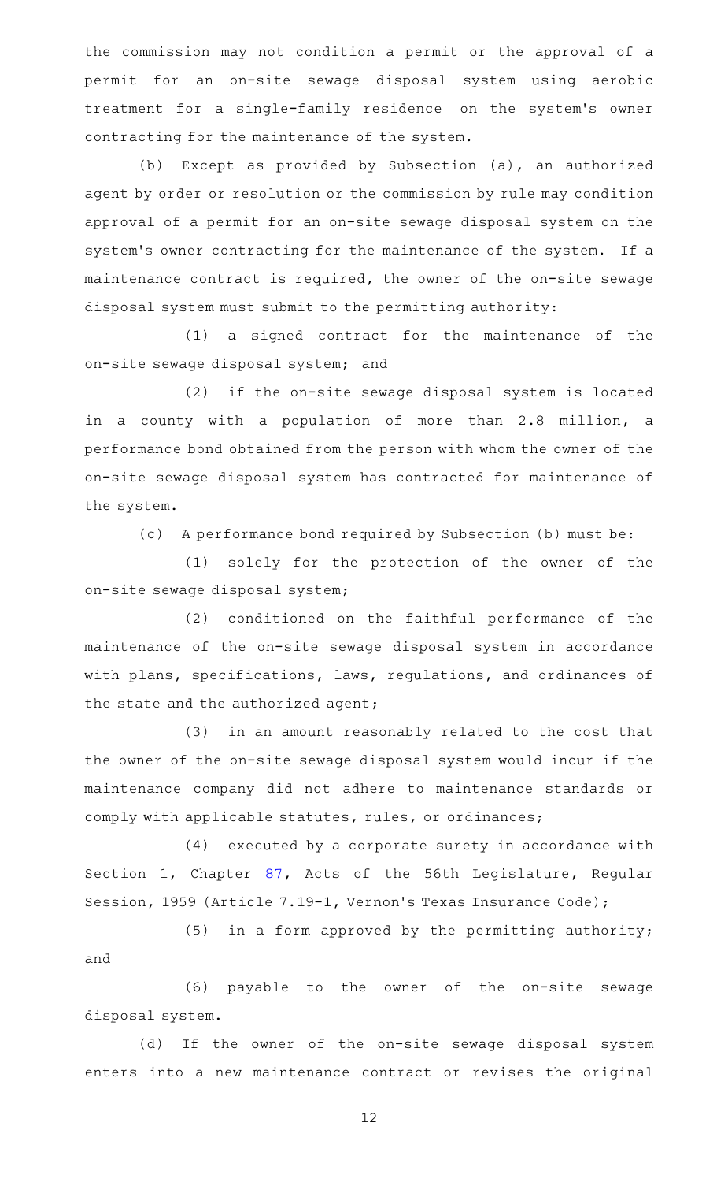the commission may not condition a permit or the approval of a permit for an on-site sewage disposal system using aerobic treatment for a single-family residence on the system's owner contracting for the maintenance of the system.

(b) Except as provided by Subsection (a), an authorized agent by order or resolution or the commission by rule may condition approval of a permit for an on-site sewage disposal system on the system's owner contracting for the maintenance of the system. If a maintenance contract is required, the owner of the on-site sewage disposal system must submit to the permitting authority:

(1) a signed contract for the maintenance of the on-site sewage disposal system; and

(2) if the on-site sewage disposal system is located in a county with a population of more than 2.8 million, a performance bond obtained from the person with whom the owner of the on-site sewage disposal system has contracted for maintenance of the system.

(c) A performance bond required by Subsection (b) must be:

(1) solely for the protection of the owner of the on-site sewage disposal system;

(2) conditioned on the faithful performance of the maintenance of the on-site sewage disposal system in accordance with plans, specifications, laws, regulations, and ordinances of the state and the authorized agent;

(3) in an amount reasonably related to the cost that the owner of the on-site sewage disposal system would incur if the maintenance company did not adhere to maintenance standards or comply with applicable statutes, rules, or ordinances;

(4) executed by a corporate surety in accordance with Section 1, Chapter 87, Acts of the 56th Legislature, Regular Session, 1959 (Article 7.19-1, Vernon's Texas Insurance Code);

(5) in a form approved by the permitting authority; and

(6) payable to the owner of the on-site sewage disposal system.

(d) If the owner of the on-site sewage disposal system enters into a new maintenance contract or revises the original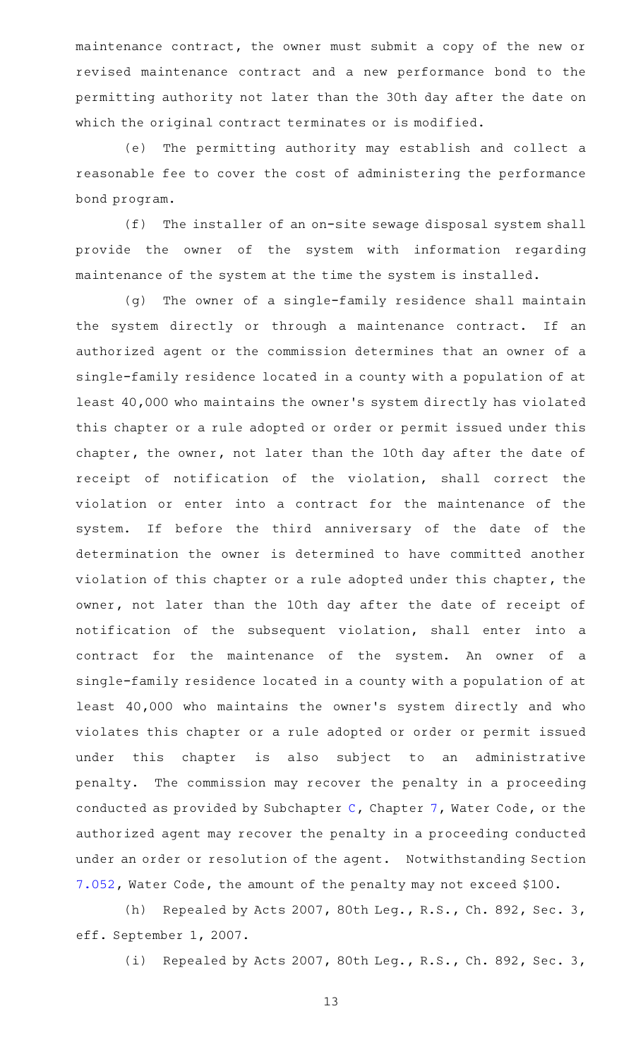maintenance contract, the owner must submit a copy of the new or revised maintenance contract and a new performance bond to the permitting authority not later than the 30th day after the date on which the original contract terminates or is modified.

(e) The permitting authority may establish and collect a reasonable fee to cover the cost of administering the performance bond program.

(f) The installer of an on-site sewage disposal system shall provide the owner of the system with information regarding maintenance of the system at the time the system is installed.

(g) The owner of a single-family residence shall maintain the system directly or through a maintenance contract. If an authorized agent or the commission determines that an owner of a single-family residence located in a county with a population of at least 40,000 who maintains the owner's system directly has violated this chapter or a rule adopted or order or permit issued under this chapter, the owner, not later than the 10th day after the date of receipt of notification of the violation, shall correct the violation or enter into a contract for the maintenance of the system. If before the third anniversary of the date of the determination the owner is determined to have committed another violation of this chapter or a rule adopted under this chapter, the owner, not later than the 10th day after the date of receipt of notification of the subsequent violation, shall enter into a contract for the maintenance of the system. An owner of a single-family residence located in a county with a population of at least 40,000 who maintains the owner's system directly and who violates this chapter or a rule adopted or order or permit issued under this chapter is also subject to an administrative penalty. The commission may recover the penalty in a proceeding conducted as provided by Subchapter C, Chapter 7, Water Code, or the authorized agent may recover the penalty in a proceeding conducted under an order or resolution of the agent. Notwithstanding Section 7.052, Water Code, the amount of the penalty may not exceed $100.

(h) Repealed by Acts 2007, 80th Leg., R.S., Ch. 892, Sec. 3, eff. September 1, 2007.

(i) Repealed by Acts 2007, 80th Leg., R.S., Ch. 892, Sec. 3,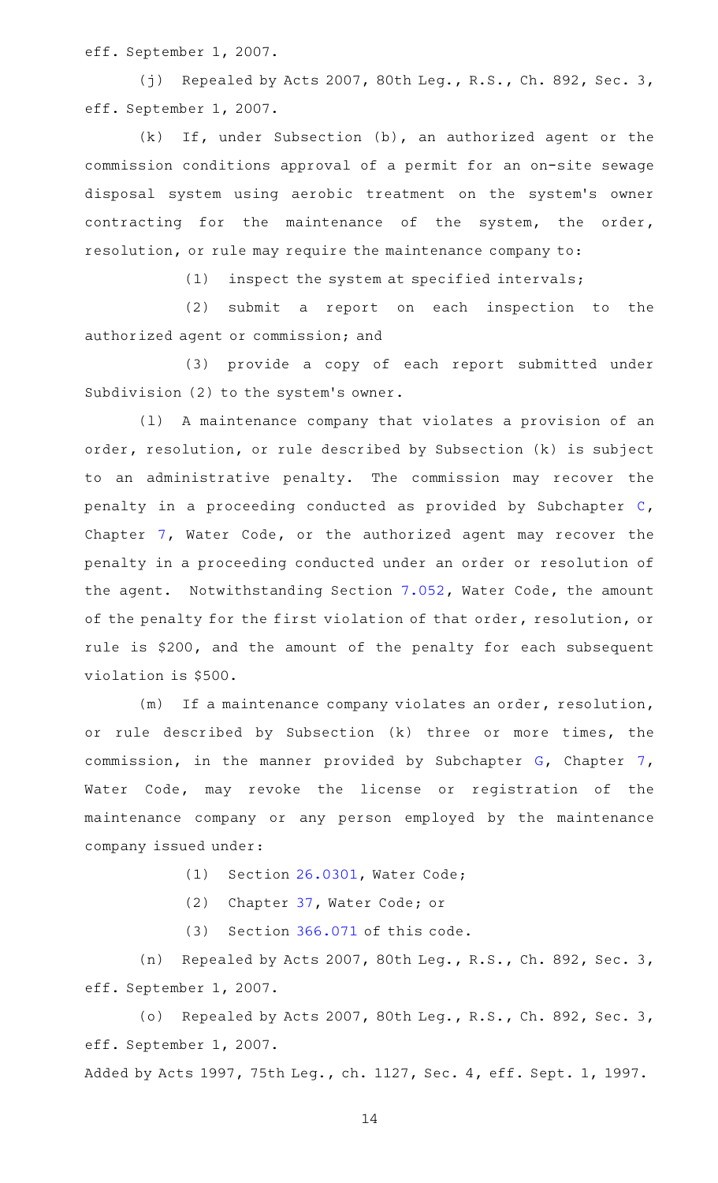eff. September 1, 2007.

(j) Repealed by Acts 2007, 80th Leg., R.S., Ch. 892, Sec. 3, eff. September 1, 2007.

(k) If, under Subsection (b), an authorized agent or the commission conditions approval of a permit for an on-site sewage disposal system using aerobic treatment on the system's owner contracting for the maintenance of the system, the order, resolution, or rule may require the maintenance company to:

(1) inspect the system at specified intervals;

(2) submit a report on each inspection to the authorized agent or commission; and

(3) provide a copy of each report submitted under Subdivision (2) to the system's owner.

(l) A maintenance company that violates a provision of an order, resolution, or rule described by Subsection (k) is subject to an administrative penalty. The commission may recover the penalty in a proceeding conducted as provided by Subchapter C, Chapter 7, Water Code, or the authorized agent may recover the penalty in a proceeding conducted under an order or resolution of the agent. Notwithstanding Section 7.052, Water Code, the amount of the penalty for the first violation of that order, resolution, or rule is $200, and the amount of the penalty for each subsequent violation is $500.

(m) If a maintenance company violates an order, resolution, or rule described by Subsection (k) three or more times, the commission, in the manner provided by Subchapter G, Chapter 7, Water Code, may revoke the license or registration of the maintenance company or any person employed by the maintenance company issued under:

(1) Section 26.0301, Water Code;

(2) Chapter 37, Water Code; or

(3) Section 366.071 of this code.

(n) Repealed by Acts 2007, 80th Leg., R.S., Ch. 892, Sec. 3, eff. September 1, 2007.

(o) Repealed by Acts 2007, 80th Leg., R.S., Ch. 892, Sec. 3, eff. September 1, 2007.

Added by Acts 1997, 75th Leg., ch. 1127, Sec. 4, eff. Sept. 1, 1997.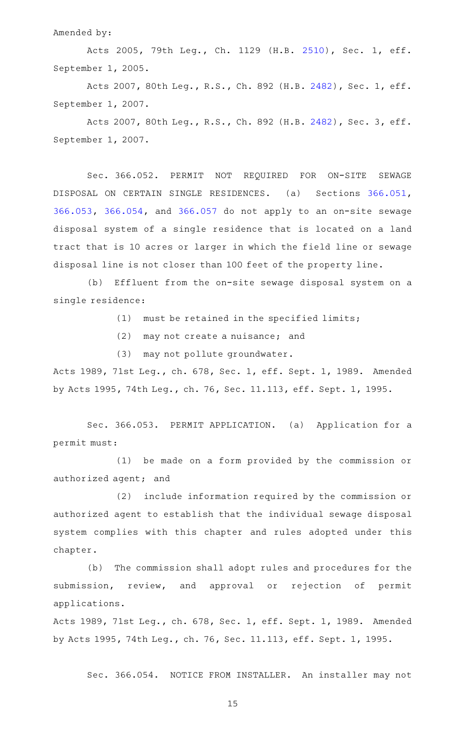Amended by:

Acts 2005, 79th Leg., Ch. 1129 (H.B. 2510), Sec. 1, eff. September 1, 2005.

Acts 2007, 80th Leg., R.S., Ch. 892 (H.B. 2482), Sec. 1, eff. September 1, 2007.

Acts 2007, 80th Leg., R.S., Ch. 892 (H.B. 2482), Sec. 3, eff. September 1, 2007.

Sec. 366.052. PERMIT NOT REQUIRED FOR ON-SITE SEWAGE DISPOSAL ON CERTAIN SINGLE RESIDENCES. (a) Sections 366.051, 366.053, 366.054, and 366.057 do not apply to an on-site sewage disposal system of a single residence that is located on a land tract that is 10 acres or larger in which the field line or sewage disposal line is not closer than 100 feet of the property line.

(b) Effluent from the on-site sewage disposal system on a single residence:

(1) must be retained in the specified limits;

(2) may not create a nuisance; and

(3) may not pollute groundwater.

Acts 1989, 71st Leg., ch. 678, Sec. 1, eff. Sept. 1, 1989. Amended by Acts 1995, 74th Leg., ch. 76, Sec. 11.113, eff. Sept. 1, 1995.

Sec. 366.053. PERMIT APPLICATION. (a) Application for a permit must:

(1) be made on a form provided by the commission or authorized agent; and

(2) include information required by the commission or authorized agent to establish that the individual sewage disposal system complies with this chapter and rules adopted under this chapter.

(b) The commission shall adopt rules and procedures for the submission, review, and approval or rejection of permit applications.

Acts 1989, 71st Leg., ch. 678, Sec. 1, eff. Sept. 1, 1989. Amended by Acts 1995, 74th Leg., ch. 76, Sec. 11.113, eff. Sept. 1, 1995.

Sec. 366.054. NOTICE FROM INSTALLER. An installer may not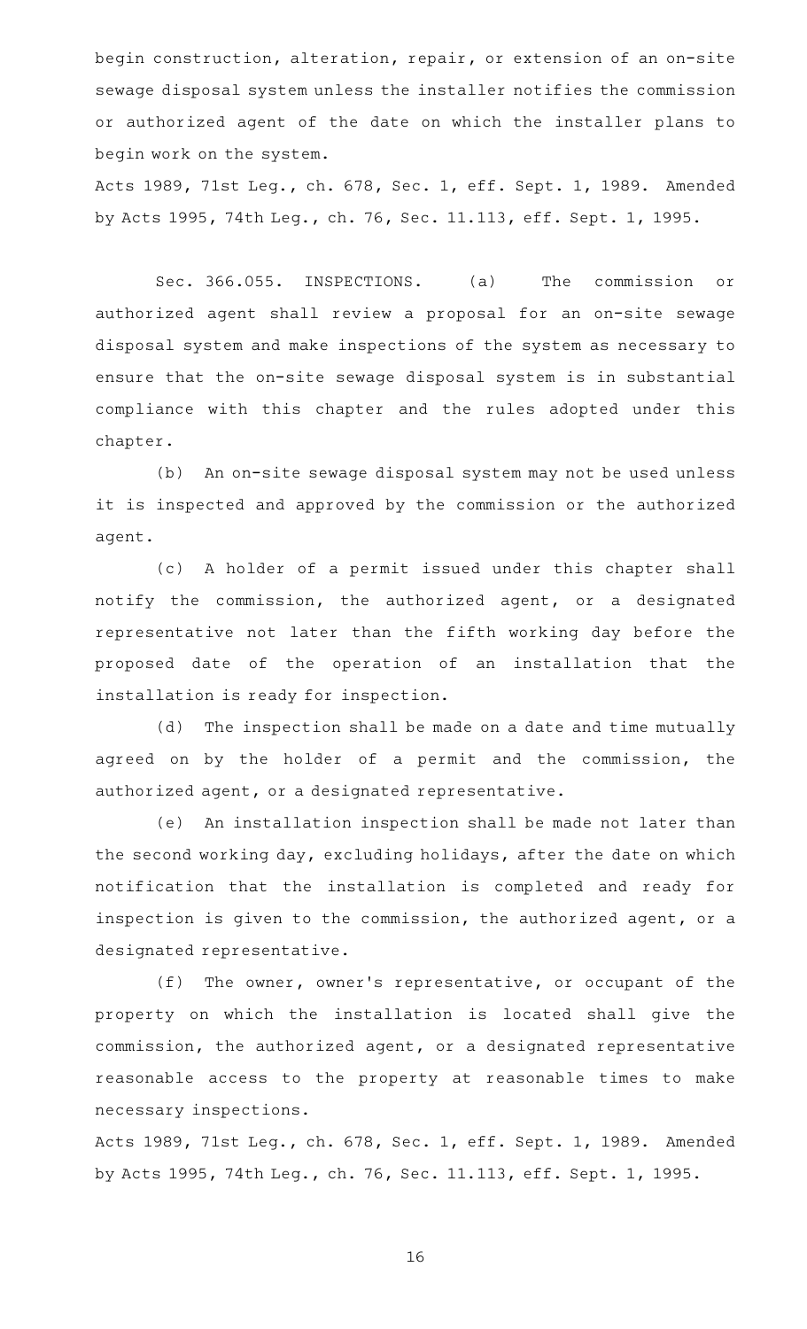begin construction, alteration, repair, or extension of an on-site sewage disposal system unless the installer notifies the commission or authorized agent of the date on which the installer plans to begin work on the system.

Acts 1989, 71st Leg., ch. 678, Sec. 1, eff. Sept. 1, 1989. Amended by Acts 1995, 74th Leg., ch. 76, Sec. 11.113, eff. Sept. 1, 1995.

Sec. 366.055. INSPECTIONS. (a) The commission or authorized agent shall review a proposal for an on-site sewage disposal system and make inspections of the system as necessary to ensure that the on-site sewage disposal system is in substantial compliance with this chapter and the rules adopted under this chapter.

(b) An on-site sewage disposal system may not be used unless it is inspected and approved by the commission or the authorized agent.

(c) A holder of a permit issued under this chapter shall notify the commission, the authorized agent, or a designated representative not later than the fifth working day before the proposed date of the operation of an installation that the installation is ready for inspection.

(d) The inspection shall be made on a date and time mutually agreed on by the holder of a permit and the commission, the authorized agent, or a designated representative.

(e) An installation inspection shall be made not later than the second working day, excluding holidays, after the date on which notification that the installation is completed and ready for inspection is given to the commission, the authorized agent, or a designated representative.

(f) The owner, owner's representative, or occupant of the property on which the installation is located shall give the commission, the authorized agent, or a designated representative reasonable access to the property at reasonable times to make necessary inspections.

Acts 1989, 71st Leg., ch. 678, Sec. 1, eff. Sept. 1, 1989. Amended by Acts 1995, 74th Leg., ch. 76, Sec. 11.113, eff. Sept. 1, 1995.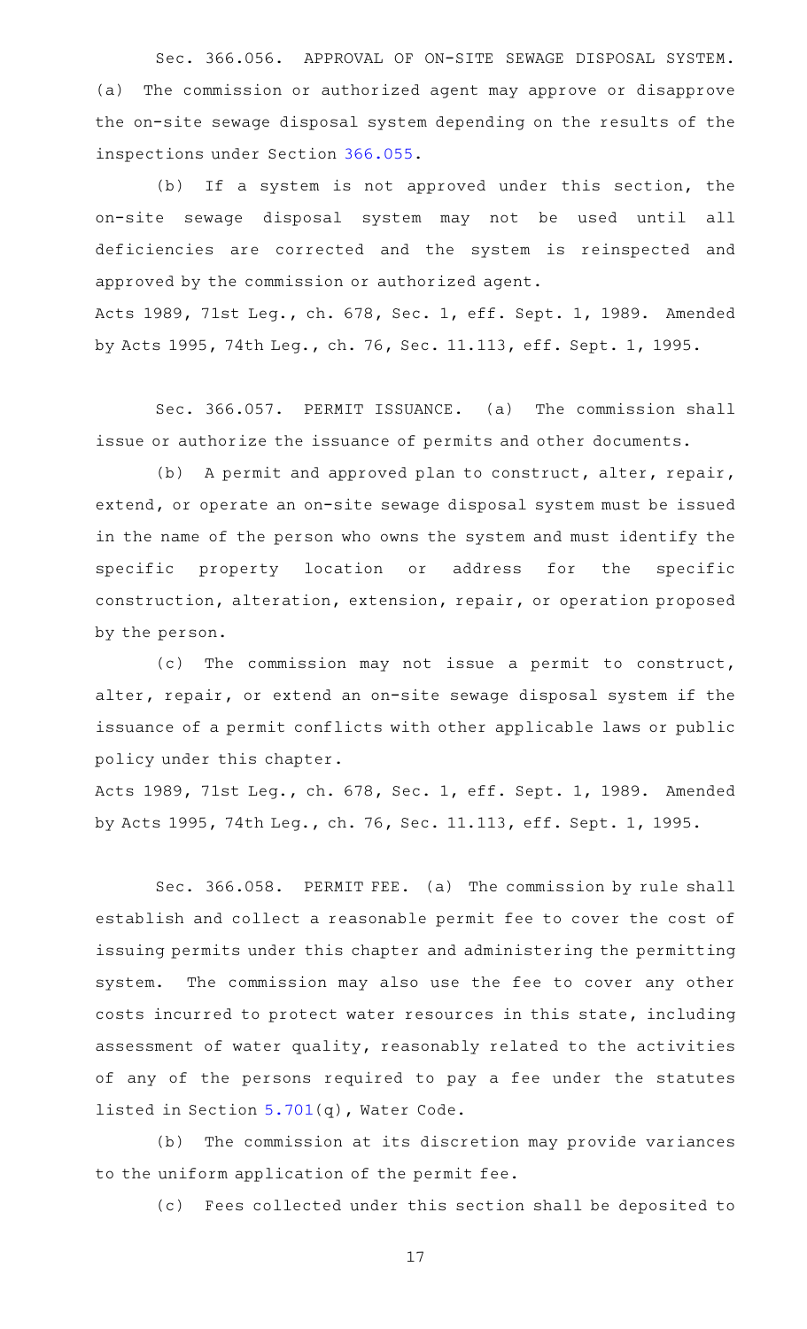Sec. 366.056. APPROVAL OF ON-SITE SEWAGE DISPOSAL SYSTEM. (a) The commission or authorized agent may approve or disapprove the on-site sewage disposal system depending on the results of the inspections under Section 366.055.

(b) If a system is not approved under this section, the on-site sewage disposal system may not be used until all deficiencies are corrected and the system is reinspected and approved by the commission or authorized agent.

Acts 1989, 71st Leg., ch. 678, Sec. 1, eff. Sept. 1, 1989. Amended by Acts 1995, 74th Leg., ch. 76, Sec. 11.113, eff. Sept. 1, 1995.

Sec. 366.057. PERMIT ISSUANCE. (a) The commission shall issue or authorize the issuance of permits and other documents.

(b) A permit and approved plan to construct, alter, repair, extend, or operate an on-site sewage disposal system must be issued in the name of the person who owns the system and must identify the specific property location or address for the specific construction, alteration, extension, repair, or operation proposed by the person.

(c) The commission may not issue a permit to construct, alter, repair, or extend an on-site sewage disposal system if the issuance of a permit conflicts with other applicable laws or public policy under this chapter.

Acts 1989, 71st Leg., ch. 678, Sec. 1, eff. Sept. 1, 1989. Amended by Acts 1995, 74th Leg., ch. 76, Sec. 11.113, eff. Sept. 1, 1995.

Sec. 366.058. PERMIT FEE. (a) The commission by rule shall establish and collect a reasonable permit fee to cover the cost of issuing permits under this chapter and administering the permitting system. The commission may also use the fee to cover any other costs incurred to protect water resources in this state, including assessment of water quality, reasonably related to the activities of any of the persons required to pay a fee under the statutes listed in Section 5.701(q), Water Code.

(b) The commission at its discretion may provide variances to the uniform application of the permit fee.

(c) Fees collected under this section shall be deposited to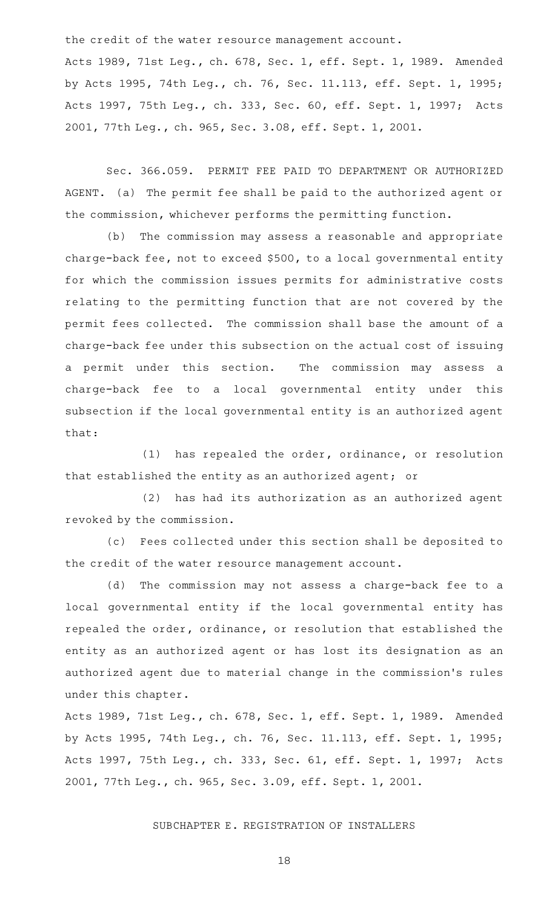the credit of the water resource management account.

Acts 1989, 71st Leg., ch. 678, Sec. 1, eff. Sept. 1, 1989. Amended by Acts 1995, 74th Leg., ch. 76, Sec. 11.113, eff. Sept. 1, 1995; Acts 1997, 75th Leg., ch. 333, Sec. 60, eff. Sept. 1, 1997; Acts 2001, 77th Leg., ch. 965, Sec. 3.08, eff. Sept. 1, 2001.

Sec. 366.059. PERMIT FEE PAID TO DEPARTMENT OR AUTHORIZED AGENT. (a) The permit fee shall be paid to the authorized agent or the commission, whichever performs the permitting function.

(b) The commission may assess a reasonable and appropriate charge-back fee, not to exceed $500, to a local governmental entity for which the commission issues permits for administrative costs relating to the permitting function that are not covered by the permit fees collected. The commission shall base the amount of a charge-back fee under this subsection on the actual cost of issuing a permit under this section. The commission may assess a charge-back fee to a local governmental entity under this subsection if the local governmental entity is an authorized agent that:

(1) has repealed the order, ordinance, or resolution that established the entity as an authorized agent; or

(2) has had its authorization as an authorized agent revoked by the commission.

(c) Fees collected under this section shall be deposited to the credit of the water resource management account.

(d) The commission may not assess a charge-back fee to a local governmental entity if the local governmental entity has repealed the order, ordinance, or resolution that established the entity as an authorized agent or has lost its designation as an authorized agent due to material change in the commission's rules under this chapter.

Acts 1989, 71st Leg., ch. 678, Sec. 1, eff. Sept. 1, 1989. Amended by Acts 1995, 74th Leg., ch. 76, Sec. 11.113, eff. Sept. 1, 1995; Acts 1997, 75th Leg., ch. 333, Sec. 61, eff. Sept. 1, 1997; Acts 2001, 77th Leg., ch. 965, Sec. 3.09, eff. Sept. 1, 2001.

## SUBCHAPTER E. REGISTRATION OF INSTALLERS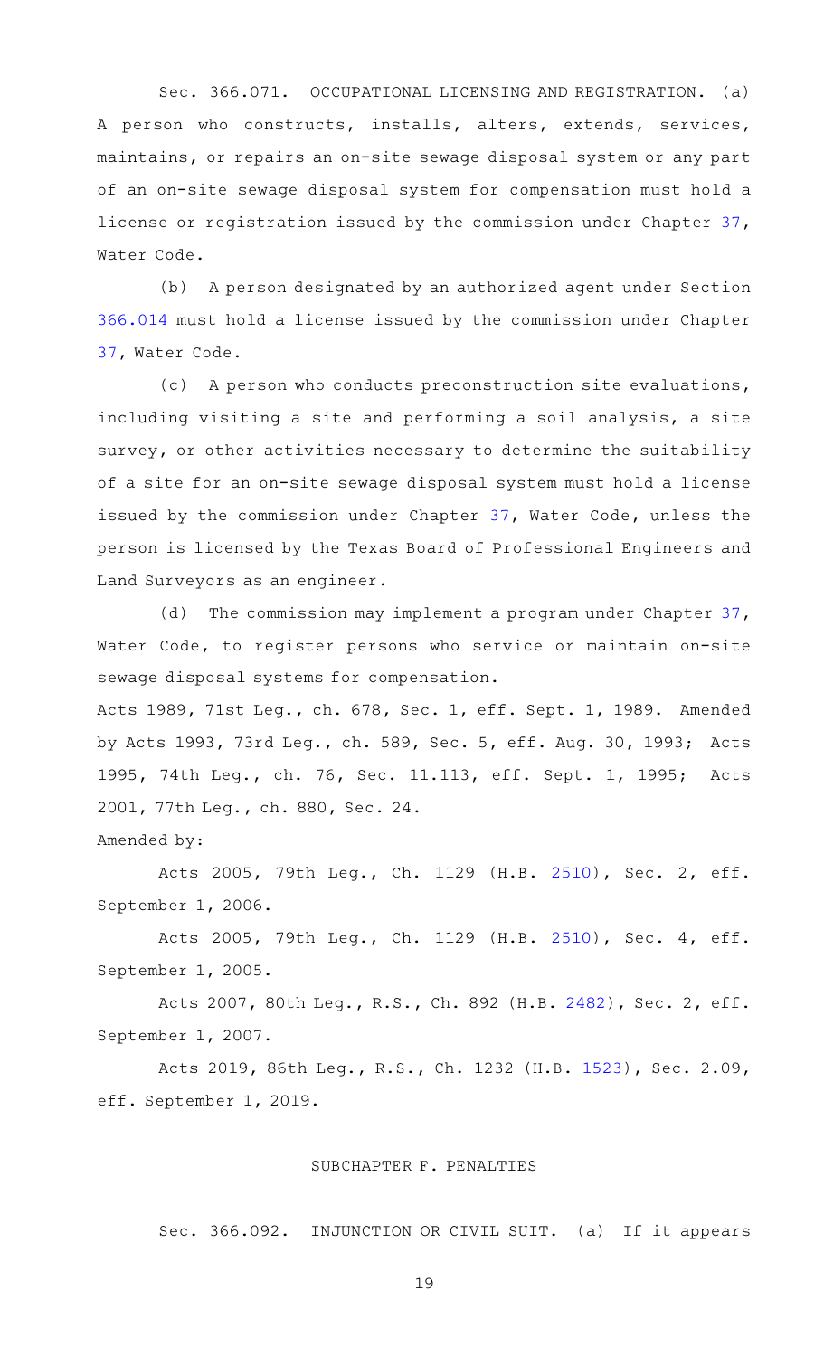Sec. 366.071. OCCUPATIONAL LICENSING AND REGISTRATION. (a) A person who constructs, installs, alters, extends, services, maintains, or repairs an on-site sewage disposal system or any part of an on-site sewage disposal system for compensation must hold a license or registration issued by the commission under Chapter 37, Water Code.

(b) A person designated by an authorized agent under Section 366.014 must hold a license issued by the commission under Chapter 37, Water Code.

(c) A person who conducts preconstruction site evaluations, including visiting a site and performing a soil analysis, a site survey, or other activities necessary to determine the suitability of a site for an on-site sewage disposal system must hold a license issued by the commission under Chapter 37, Water Code, unless the person is licensed by the Texas Board of Professional Engineers and Land Surveyors as an engineer.

(d) The commission may implement a program under Chapter 37, Water Code, to register persons who service or maintain on-site sewage disposal systems for compensation.

Acts 1989, 71st Leg., ch. 678, Sec. 1, eff. Sept. 1, 1989. Amended by Acts 1993, 73rd Leg., ch. 589, Sec. 5, eff. Aug. 30, 1993; Acts 1995, 74th Leg., ch. 76, Sec. 11.113, eff. Sept. 1, 1995; Acts 2001, 77th Leg., ch. 880, Sec. 24.

Amended by:

Acts 2005, 79th Leg., Ch. 1129 (H.B. 2510), Sec. 2, eff. September 1, 2006.

Acts 2005, 79th Leg., Ch. 1129 (H.B. 2510), Sec. 4, eff. September 1, 2005.

Acts 2007, 80th Leg., R.S., Ch. 892 (H.B. 2482), Sec. 2, eff. September 1, 2007.

Acts 2019, 86th Leg., R.S., Ch. 1232 (H.B. 1523), Sec. 2.09, eff. September 1, 2019.

## SUBCHAPTER F. PENALTIES

Sec. 366.092. INJUNCTION OR CIVIL SUIT. (a) If it appears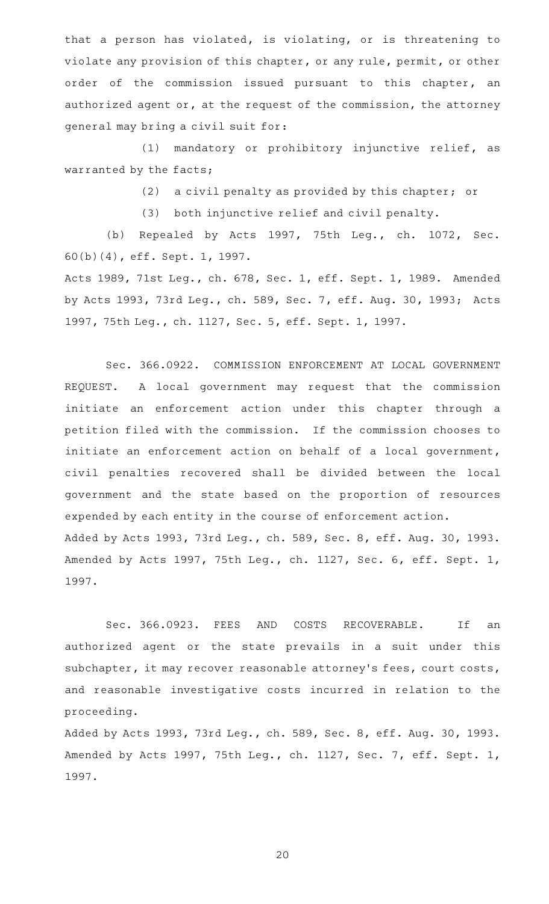that a person has violated, is violating, or is threatening to violate any provision of this chapter, or any rule, permit, or other order of the commission issued pursuant to this chapter, an authorized agent or, at the request of the commission, the attorney general may bring a civil suit for:

(1) mandatory or prohibitory injunctive relief, as warranted by the facts;

(2) a civil penalty as provided by this chapter; or

(3) both injunctive relief and civil penalty.

(b) Repealed by Acts 1997, 75th Leg., ch. 1072, Sec. 60(b)(4), eff. Sept. 1, 1997.

Acts 1989, 71st Leg., ch. 678, Sec. 1, eff. Sept. 1, 1989. Amended by Acts 1993, 73rd Leg., ch. 589, Sec. 7, eff. Aug. 30, 1993; Acts 1997, 75th Leg., ch. 1127, Sec. 5, eff. Sept. 1, 1997.

Sec. 366.0922. COMMISSION ENFORCEMENT AT LOCAL GOVERNMENT REQUEST. A local government may request that the commission initiate an enforcement action under this chapter through a petition filed with the commission. If the commission chooses to initiate an enforcement action on behalf of a local government, civil penalties recovered shall be divided between the local government and the state based on the proportion of resources expended by each entity in the course of enforcement action.

Added by Acts 1993, 73rd Leg., ch. 589, Sec. 8, eff. Aug. 30, 1993. Amended by Acts 1997, 75th Leg., ch. 1127, Sec. 6, eff. Sept. 1, 1997.

Sec. 366.0923. FEES AND COSTS RECOVERABLE. If an authorized agent or the state prevails in a suit under this subchapter, it may recover reasonable attorney's fees, court costs, and reasonable investigative costs incurred in relation to the proceeding.

Added by Acts 1993, 73rd Leg., ch. 589, Sec. 8, eff. Aug. 30, 1993. Amended by Acts 1997, 75th Leg., ch. 1127, Sec. 7, eff. Sept. 1, 1997.